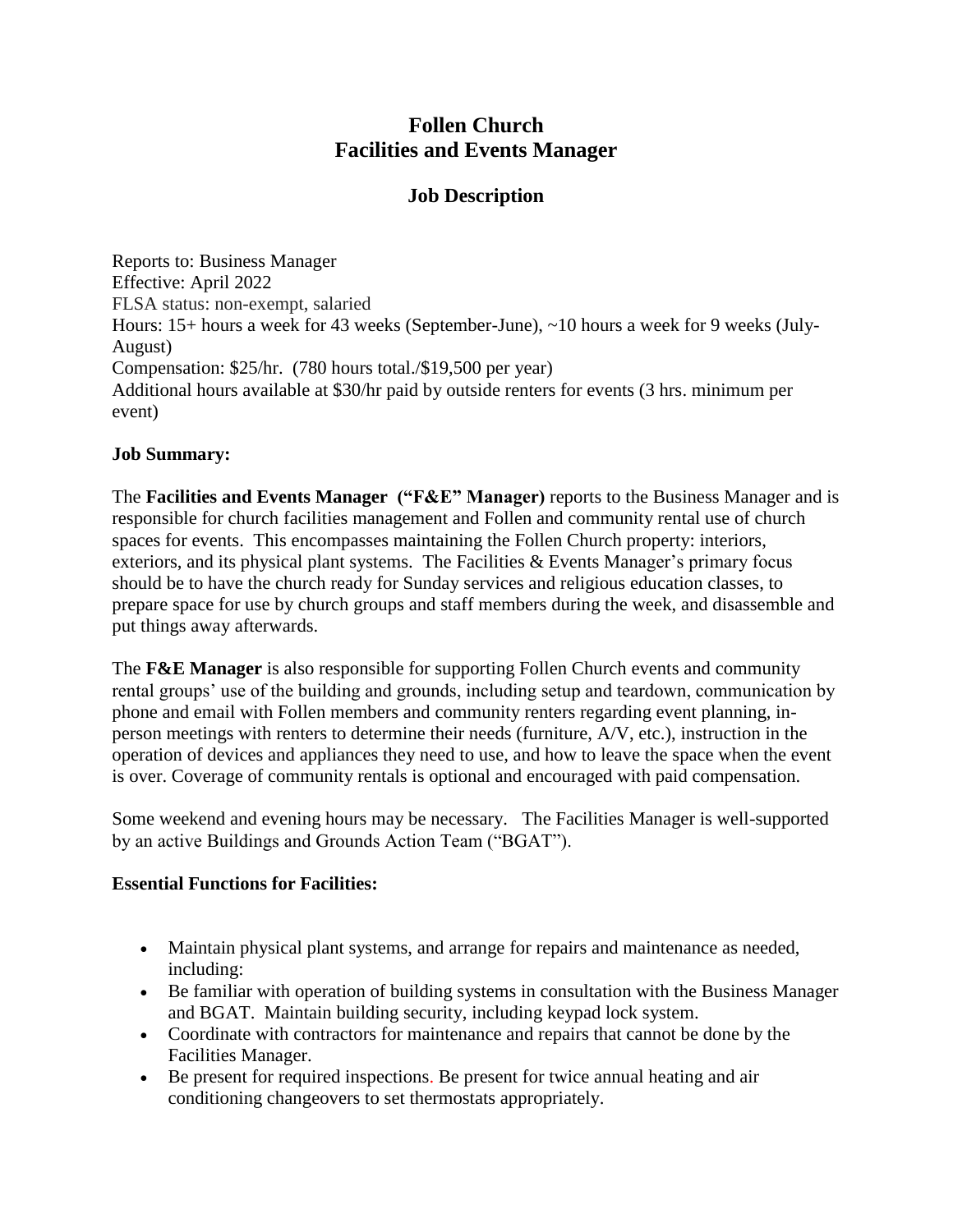# Follen Church
# Facilities and Events Manager

## Job Description

Reports to: Business Manager
Effective: April 2022
FLSA status: non-exempt, salaried
Hours: 15+ hours a week for 43 weeks (September-June), ~10 hours a week for 9 weeks (July-August)
Compensation: $25/hr. (780 hours total./$19,500 per year)
Additional hours available at $30/hr paid by outside renters for events (3 hrs. minimum per event)

**Job Summary:**

The **Facilities and Events Manager ("F&E" Manager)** reports to the Business Manager and is responsible for church facilities management and Follen and community rental use of church spaces for events. This encompasses maintaining the Follen Church property: interiors, exteriors, and its physical plant systems. The Facilities & Events Manager's primary focus should be to have the church ready for Sunday services and religious education classes, to prepare space for use by church groups and staff members during the week, and disassemble and put things away afterwards.

The **F&E Manager** is also responsible for supporting Follen Church events and community rental groups' use of the building and grounds, including setup and teardown, communication by phone and email with Follen members and community renters regarding event planning, in-person meetings with renters to determine their needs (furniture, A/V, etc.), instruction in the operation of devices and appliances they need to use, and how to leave the space when the event is over. Coverage of community rentals is optional and encouraged with paid compensation.

Some weekend and evening hours may be necessary. The Facilities Manager is well-supported by an active Buildings and Grounds Action Team ("BGAT").

**Essential Functions for Facilities:**

- Maintain physical plant systems, and arrange for repairs and maintenance as needed, including:
- Be familiar with operation of building systems in consultation with the Business Manager and BGAT. Maintain building security, including keypad lock system.
- Coordinate with contractors for maintenance and repairs that cannot be done by the Facilities Manager.
- Be present for required inspections. Be present for twice annual heating and air conditioning changeovers to set thermostats appropriately.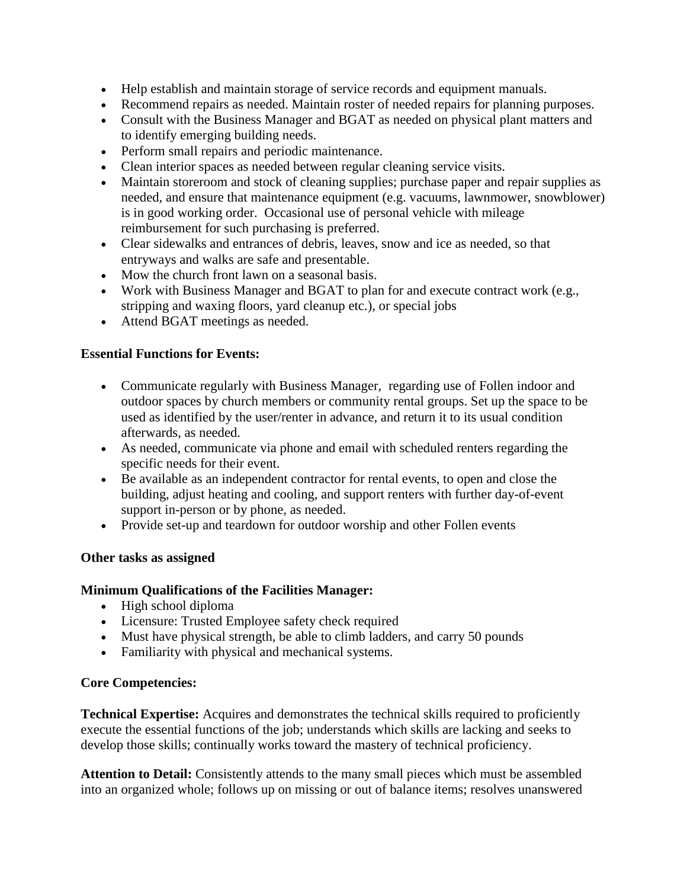- Help establish and maintain storage of service records and equipment manuals.
- Recommend repairs as needed. Maintain roster of needed repairs for planning purposes.
- Consult with the Business Manager and BGAT as needed on physical plant matters and to identify emerging building needs.
- Perform small repairs and periodic maintenance.
- Clean interior spaces as needed between regular cleaning service visits.
- Maintain storeroom and stock of cleaning supplies; purchase paper and repair supplies as needed, and ensure that maintenance equipment (e.g. vacuums, lawnmower, snowblower) is in good working order. Occasional use of personal vehicle with mileage reimbursement for such purchasing is preferred.
- Clear sidewalks and entrances of debris, leaves, snow and ice as needed, so that entryways and walks are safe and presentable.
- Mow the church front lawn on a seasonal basis.
- Work with Business Manager and BGAT to plan for and execute contract work (e.g., stripping and waxing floors, yard cleanup etc.), or special jobs
- Attend BGAT meetings as needed.

**Essential Functions for Events:**

- Communicate regularly with Business Manager, regarding use of Follen indoor and outdoor spaces by church members or community rental groups. Set up the space to be used as identified by the user/renter in advance, and return it to its usual condition afterwards, as needed.
- As needed, communicate via phone and email with scheduled renters regarding the specific needs for their event.
- Be available as an independent contractor for rental events, to open and close the building, adjust heating and cooling, and support renters with further day-of-event support in-person or by phone, as needed.
- Provide set-up and teardown for outdoor worship and other Follen events

**Other tasks as assigned**

**Minimum Qualifications of the Facilities Manager:**

- High school diploma
- Licensure: Trusted Employee safety check required
- Must have physical strength, be able to climb ladders, and carry 50 pounds
- Familiarity with physical and mechanical systems.

**Core Competencies:**

**Technical Expertise:** Acquires and demonstrates the technical skills required to proficiently execute the essential functions of the job; understands which skills are lacking and seeks to develop those skills; continually works toward the mastery of technical proficiency.

**Attention to Detail:** Consistently attends to the many small pieces which must be assembled into an organized whole; follows up on missing or out of balance items; resolves unanswered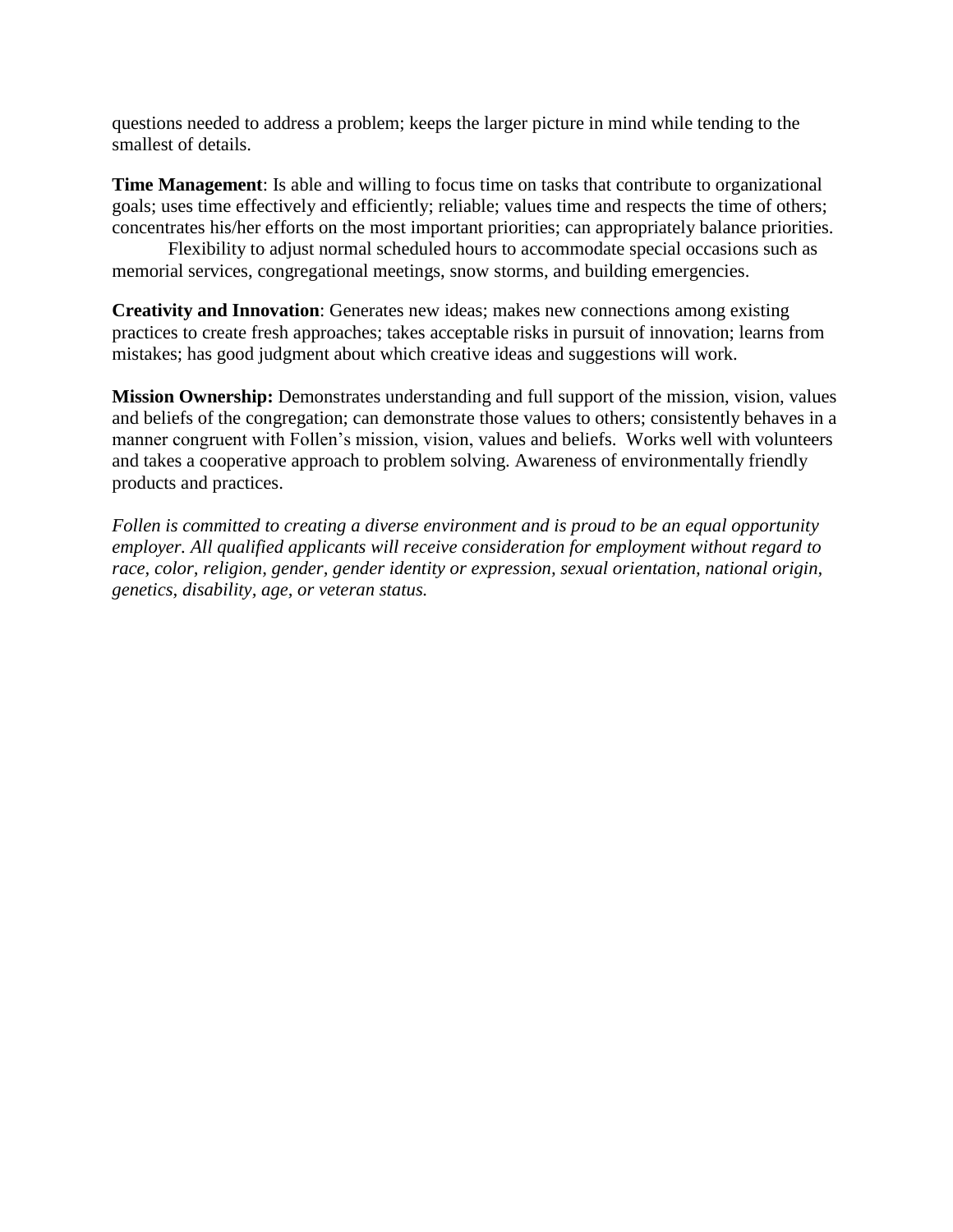questions needed to address a problem; keeps the larger picture in mind while tending to the smallest of details.

**Time Management**: Is able and willing to focus time on tasks that contribute to organizational goals; uses time effectively and efficiently; reliable; values time and respects the time of others; concentrates his/her efforts on the most important priorities; can appropriately balance priorities.

Flexibility to adjust normal scheduled hours to accommodate special occasions such as memorial services, congregational meetings, snow storms, and building emergencies.

**Creativity and Innovation**: Generates new ideas; makes new connections among existing practices to create fresh approaches; takes acceptable risks in pursuit of innovation; learns from mistakes; has good judgment about which creative ideas and suggestions will work.

**Mission Ownership:** Demonstrates understanding and full support of the mission, vision, values and beliefs of the congregation; can demonstrate those values to others; consistently behaves in a manner congruent with Follen's mission, vision, values and beliefs. Works well with volunteers and takes a cooperative approach to problem solving. Awareness of environmentally friendly products and practices.

*Follen is committed to creating a diverse environment and is proud to be an equal opportunity employer. All qualified applicants will receive consideration for employment without regard to race, color, religion, gender, gender identity or expression, sexual orientation, national origin, genetics, disability, age, or veteran status.*